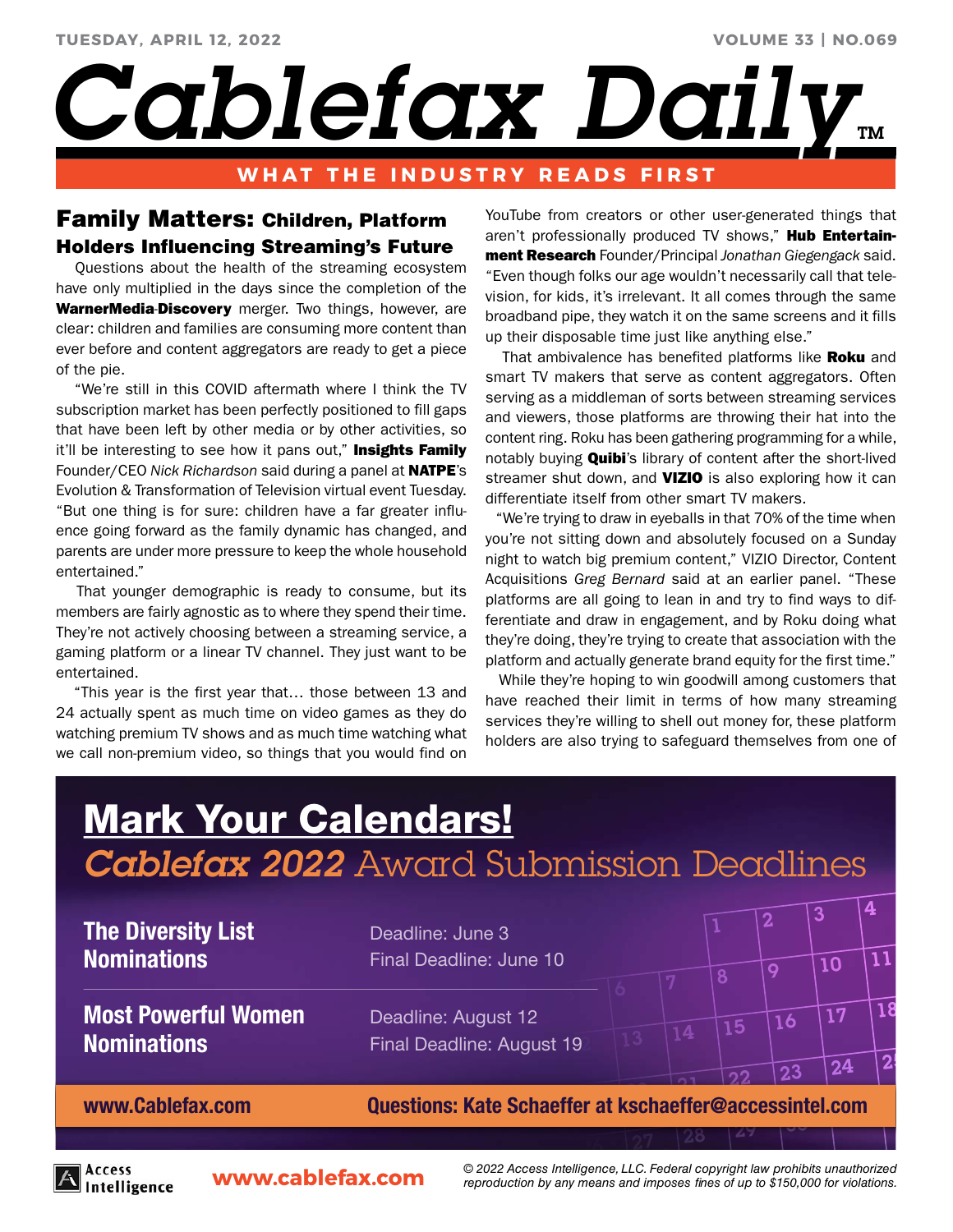# Cablefax Daily

WHAT THE INDUSTRY READS FIRST

## Family Matters: Children, Platform Holders Influencing Streaming's Future

Questions about the health of the streaming ecosystem have only multiplied in the days since the completion of the **WarnerMedia-Discovery** merger. Two things, however, are clear: children and families are consuming more content than ever before and content aggregators are ready to get a piece of the pie.

"We're still in this COVID aftermath where I think the TV subscription market has been perfectly positioned to fill gaps that have been left by other media or by other activities, so it'll be interesting to see how it pans out," **Insights Family** Founder/CEO *Nick Richardson* said during a panel at **NATPE**'s Evolution & Transformation of Television virtual event Tuesday. "But one thing is for sure: children have a far greater influence going forward as the family dynamic has changed, and parents are under more pressure to keep the whole household entertained."

That younger demographic is ready to consume, but its members are fairly agnostic as to where they spend their time. They're not actively choosing between a streaming service, a gaming platform or a linear TV channel. They just want to be entertained.

"This year is the first year that… those between 13 and 24 actually spent as much time on video games as they do watching premium TV shows and as much time watching what we call non-premium video, so things that you would find on YouTube from creators or other user-generated things that aren't professionally produced TV shows," **Hub Entertainment Research** Founder/Principal *Jonathan Giegengack* said. "Even though folks our age wouldn't necessarily call that television, for kids, it's irrelevant. It all comes through the same broadband pipe, they watch it on the same screens and it fills up their disposable time just like anything else."

That ambivalence has benefited platforms like **Roku** and smart TV makers that serve as content aggregators. Often serving as a middleman of sorts between streaming services and viewers, those platforms are throwing their hat into the content ring. Roku has been gathering programming for a while, notably buying **Quibi**'s library of content after the short-lived streamer shut down, and **VIZIO** is also exploring how it can differentiate itself from other smart TV makers.

"We're trying to draw in eyeballs in that 70% of the time when you're not sitting down and absolutely focused on a Sunday night to watch big premium content," VIZIO Director, Content Acquisitions *Greg Bernard* said at an earlier panel. "These platforms are all going to lean in and try to find ways to differentiate and draw in engagement, and by Roku doing what they're doing, they're trying to create that association with the platform and actually generate brand equity for the first time."

While they're hoping to win goodwill among customers that have reached their limit in terms of how many streaming services they're willing to shell out money for, these platform holders are also trying to safeguard themselves from one of

---

**Mark Your Calendars!**

*Cablefax 2022* Award Submission Deadlines

**The Diversity List Nominations**
Deadline: June 3
Final Deadline: June 10

**Most Powerful Women Nominations**
Deadline: August 12
Final Deadline: August 19

www.Cablefax.com — Questions: Kate Schaeffer at kschaeffer@accessintel.com

---

Access Intelligence — www.cablefax.com

*© 2022 Access Intelligence, LLC. Federal copyright law prohibits unauthorized reproduction by any means and imposes fines of up to $150,000 for violations.*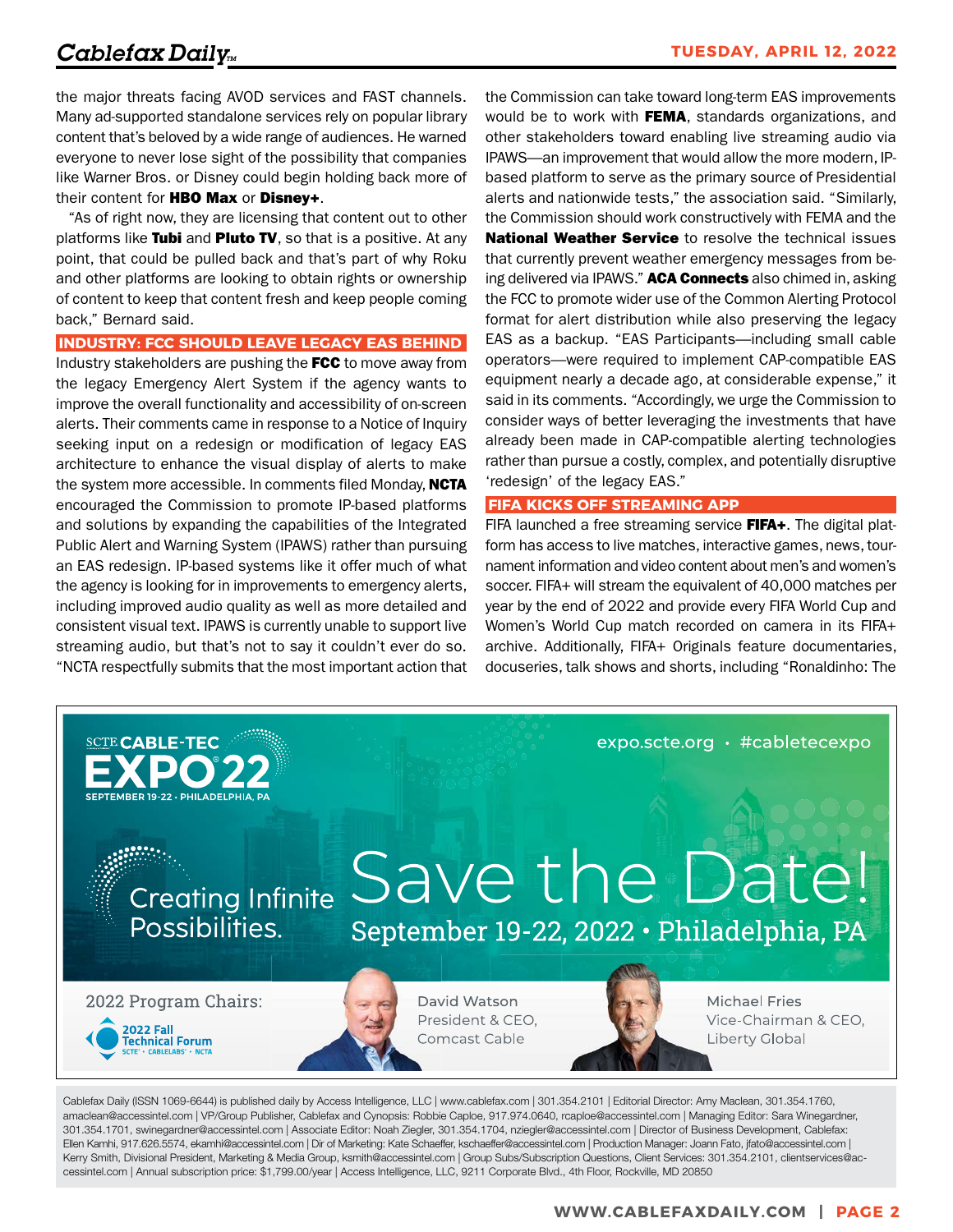the major threats facing AVOD services and FAST channels. Many ad-supported standalone services rely on popular library content that's beloved by a wide range of audiences. He warned everyone to never lose sight of the possibility that companies like Warner Bros. or Disney could begin holding back more of their content for **HBO Max** or **Disney+**.

"As of right now, they are licensing that content out to other platforms like **Tubi** and **Pluto TV**, so that is a positive. At any point, that could be pulled back and that's part of why Roku and other platforms are looking to obtain rights or ownership of content to keep that content fresh and keep people coming back," Bernard said.

## INDUSTRY: FCC SHOULD LEAVE LEGACY EAS BEHIND

Industry stakeholders are pushing the **FCC** to move away from the legacy Emergency Alert System if the agency wants to improve the overall functionality and accessibility of on-screen alerts. Their comments came in response to a Notice of Inquiry seeking input on a redesign or modification of legacy EAS architecture to enhance the visual display of alerts to make the system more accessible. In comments filed Monday, **NCTA** encouraged the Commission to promote IP-based platforms and solutions by expanding the capabilities of the Integrated Public Alert and Warning System (IPAWS) rather than pursuing an EAS redesign. IP-based systems like it offer much of what the agency is looking for in improvements to emergency alerts, including improved audio quality as well as more detailed and consistent visual text. IPAWS is currently unable to support live streaming audio, but that's not to say it couldn't ever do so. "NCTA respectfully submits that the most important action that the Commission can take toward long-term EAS improvements would be to work with **FEMA**, standards organizations, and other stakeholders toward enabling live streaming audio via IPAWS—an improvement that would allow the more modern, IP-based platform to serve as the primary source of Presidential alerts and nationwide tests," the association said. "Similarly, the Commission should work constructively with FEMA and the **National Weather Service** to resolve the technical issues that currently prevent weather emergency messages from being delivered via IPAWS." **ACA Connects** also chimed in, asking the FCC to promote wider use of the Common Alerting Protocol format for alert distribution while also preserving the legacy EAS as a backup. "EAS Participants—including small cable operators—were required to implement CAP-compatible EAS equipment nearly a decade ago, at considerable expense," it said in its comments. "Accordingly, we urge the Commission to consider ways of better leveraging the investments that have already been made in CAP-compatible alerting technologies rather than pursue a costly, complex, and potentially disruptive 'redesign' of the legacy EAS."

## FIFA KICKS OFF STREAMING APP

FIFA launched a free streaming service **FIFA+**. The digital platform has access to live matches, interactive games, news, tournament information and video content about men's and women's soccer. FIFA+ will stream the equivalent of 40,000 matches per year by the end of 2022 and provide every FIFA World Cup and Women's World Cup match recorded on camera in its FIFA+ archive. Additionally, FIFA+ Originals feature documentaries, docuseries, talk shows and shorts, including "Ronaldinho: The

SCTE CABLE-TEC EXPO 22 — September 19-22 · Philadelphia, PA

expo.scte.org · #cabletecexpo

Creating Infinite Possibilities.

Save the Date! September 19-22, 2022 • Philadelphia, PA

2022 Program Chairs: 2022 Fall Technical Forum (SCTE • CableLabs • NCTA)

David Watson, President & CEO, Comcast Cable

Michael Fries, Vice-Chairman & CEO, Liberty Global

Cablefax Daily (ISSN 1069-6644) is published daily by Access Intelligence, LLC | www.cablefax.com | 301.354.2101 | Editorial Director: Amy Maclean, 301.354.1760, amaclean@accessintel.com | VP/Group Publisher, Cablefax and Cynopsis: Robbie Caploe, 917.974.0640, rcaploe@accessintel.com | Managing Editor: Sara Winegardner, 301.354.1701, swinegardner@accessintel.com | Associate Editor: Noah Ziegler, 301.354.1704, nziegler@accessintel.com | Director of Business Development, Cablefax: Ellen Kamhi, 917.626.5574, ekamhi@accessintel.com | Dir of Marketing: Kate Schaeffer, kschaeffer@accessintel.com | Production Manager: Joann Fato, jfato@accessintel.com | Kerry Smith, Divisional President, Marketing & Media Group, ksmith@accessintel.com | Group Subs/Subscription Questions, Client Services: 301.354.2101, clientservices@accessintel.com | Annual subscription price: $1,799.00/year | Access Intelligence, LLC, 9211 Corporate Blvd., 4th Floor, Rockville, MD 20850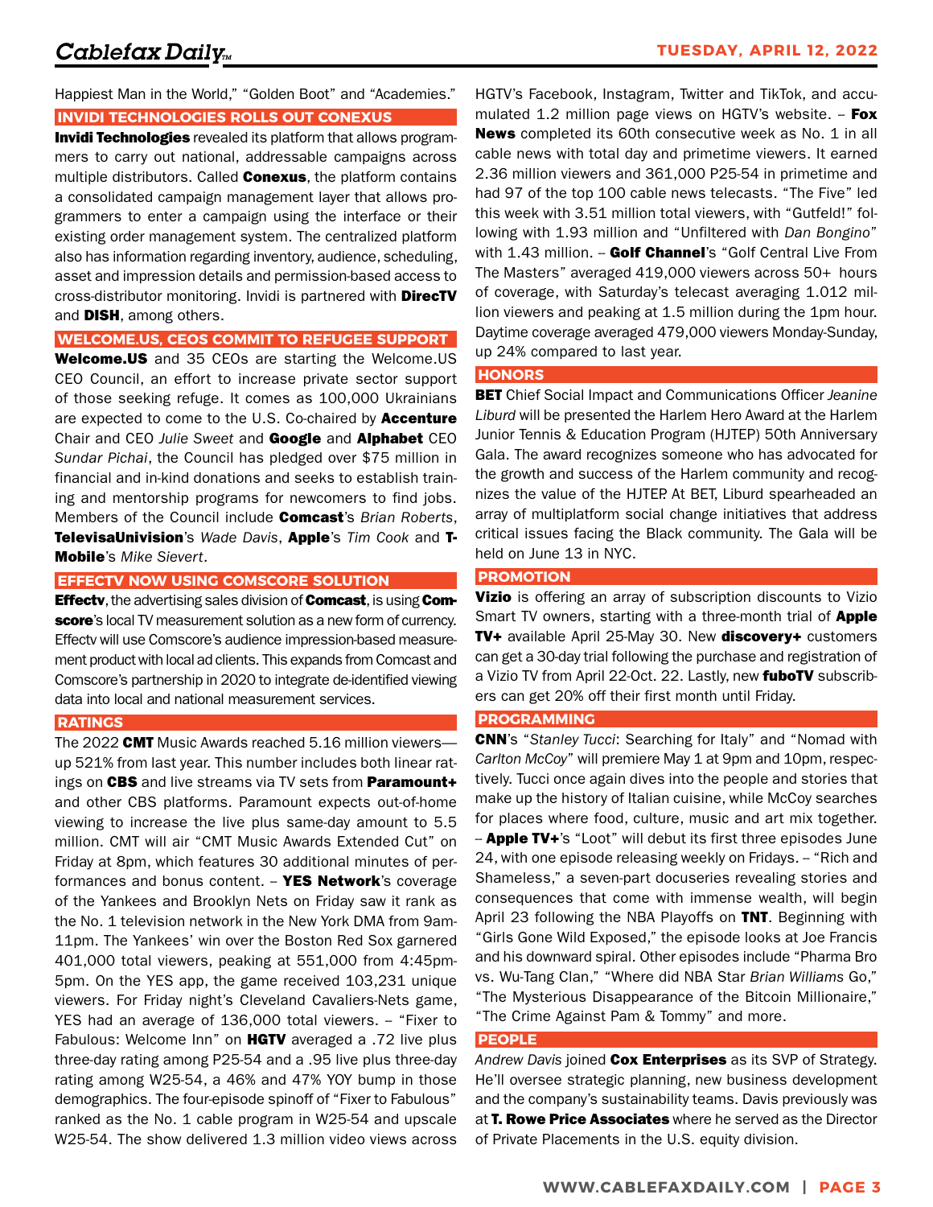Happiest Man in the World," "Golden Boot" and "Academies."

## INVIDI TECHNOLOGIES ROLLS OUT CONEXUS

**Invidi Technologies** revealed its platform that allows programmers to carry out national, addressable campaigns across multiple distributors. Called **Conexus**, the platform contains a consolidated campaign management layer that allows programmers to enter a campaign using the interface or their existing order management system. The centralized platform also has information regarding inventory, audience, scheduling, asset and impression details and permission-based access to cross-distributor monitoring. Invidi is partnered with **DirecTV** and **DISH**, among others.

## WELCOME.US, CEOS COMMIT TO REFUGEE SUPPORT

**Welcome.US** and 35 CEOs are starting the Welcome.US CEO Council, an effort to increase private sector support of those seeking refuge. It comes as 100,000 Ukrainians are expected to come to the U.S. Co-chaired by **Accenture** Chair and CEO *Julie Sweet* and **Google** and **Alphabet** CEO *Sundar Pichai*, the Council has pledged over $75 million in financial and in-kind donations and seeks to establish training and mentorship programs for newcomers to find jobs. Members of the Council include **Comcast**'s *Brian Roberts*, **TelevisaUnivision**'s *Wade Davis*, **Apple**'s *Tim Cook* and **T-Mobile**'s *Mike Sievert*.

## EFFECTV NOW USING COMSCORE SOLUTION

**Effectv**, the advertising sales division of **Comcast**, is using **Comscore**'s local TV measurement solution as a new form of currency. Effectv will use Comscore's audience impression-based measurement product with local ad clients. This expands from Comcast and Comscore's partnership in 2020 to integrate de-identified viewing data into local and national measurement services.

## RATINGS

The 2022 **CMT** Music Awards reached 5.16 million viewers—up 521% from last year. This number includes both linear ratings on **CBS** and live streams via TV sets from **Paramount+** and other CBS platforms. Paramount expects out-of-home viewing to increase the live plus same-day amount to 5.5 million. CMT will air "CMT Music Awards Extended Cut" on Friday at 8pm, which features 30 additional minutes of performances and bonus content. – **YES Network**'s coverage of the Yankees and Brooklyn Nets on Friday saw it rank as the No. 1 television network in the New York DMA from 9am-11pm. The Yankees' win over the Boston Red Sox garnered 401,000 total viewers, peaking at 551,000 from 4:45pm-5pm. On the YES app, the game received 103,231 unique viewers. For Friday night's Cleveland Cavaliers-Nets game, YES had an average of 136,000 total viewers. – "Fixer to Fabulous: Welcome Inn" on **HGTV** averaged a .72 live plus three-day rating among P25-54 and a .95 live plus three-day rating among W25-54, a 46% and 47% YOY bump in those demographics. The four-episode spinoff of "Fixer to Fabulous" ranked as the No. 1 cable program in W25-54 and upscale W25-54. The show delivered 1.3 million video views across HGTV's Facebook, Instagram, Twitter and TikTok, and accumulated 1.2 million page views on HGTV's website. – **Fox News** completed its 60th consecutive week as No. 1 in all cable news with total day and primetime viewers. It earned 2.36 million viewers and 361,000 P25-54 in primetime and had 97 of the top 100 cable news telecasts. "The Five" led this week with 3.51 million total viewers, with "Gutfeld!" following with 1.93 million and "Unfiltered with *Dan Bongino*" with 1.43 million. – **Golf Channel**'s "Golf Central Live From The Masters" averaged 419,000 viewers across 50+ hours of coverage, with Saturday's telecast averaging 1.012 million viewers and peaking at 1.5 million during the 1pm hour. Daytime coverage averaged 479,000 viewers Monday-Sunday, up 24% compared to last year.

## HONORS

**BET** Chief Social Impact and Communications Officer *Jeanine Liburd* will be presented the Harlem Hero Award at the Harlem Junior Tennis & Education Program (HJTEP) 50th Anniversary Gala. The award recognizes someone who has advocated for the growth and success of the Harlem community and recognizes the value of the HJTEP. At BET, Liburd spearheaded an array of multiplatform social change initiatives that address critical issues facing the Black community. The Gala will be held on June 13 in NYC.

## PROMOTION

**Vizio** is offering an array of subscription discounts to Vizio Smart TV owners, starting with a three-month trial of **Apple TV+** available April 25-May 30. New **discovery+** customers can get a 30-day trial following the purchase and registration of a Vizio TV from April 22-Oct. 22. Lastly, new **fuboTV** subscribers can get 20% off their first month until Friday.

## PROGRAMMING

**CNN**'s "*Stanley Tucci*: Searching for Italy" and "Nomad with *Carlton McCoy*" will premiere May 1 at 9pm and 10pm, respectively. Tucci once again dives into the people and stories that make up the history of Italian cuisine, while McCoy searches for places where food, culture, music and art mix together. – **Apple TV+**'s "Loot" will debut its first three episodes June 24, with one episode releasing weekly on Fridays. – "Rich and Shameless," a seven-part docuseries revealing stories and consequences that come with immense wealth, will begin April 23 following the NBA Playoffs on **TNT**. Beginning with "Girls Gone Wild Exposed," the episode looks at Joe Francis and his downward spiral. Other episodes include "Pharma Bro vs. Wu-Tang Clan," "Where did NBA Star *Brian Williams* Go," "The Mysterious Disappearance of the Bitcoin Millionaire," "The Crime Against Pam & Tommy" and more.

## PEOPLE

*Andrew Davis* joined **Cox Enterprises** as its SVP of Strategy. He'll oversee strategic planning, new business development and the company's sustainability teams. Davis previously was at **T. Rowe Price Associates** where he served as the Director of Private Placements in the U.S. equity division.